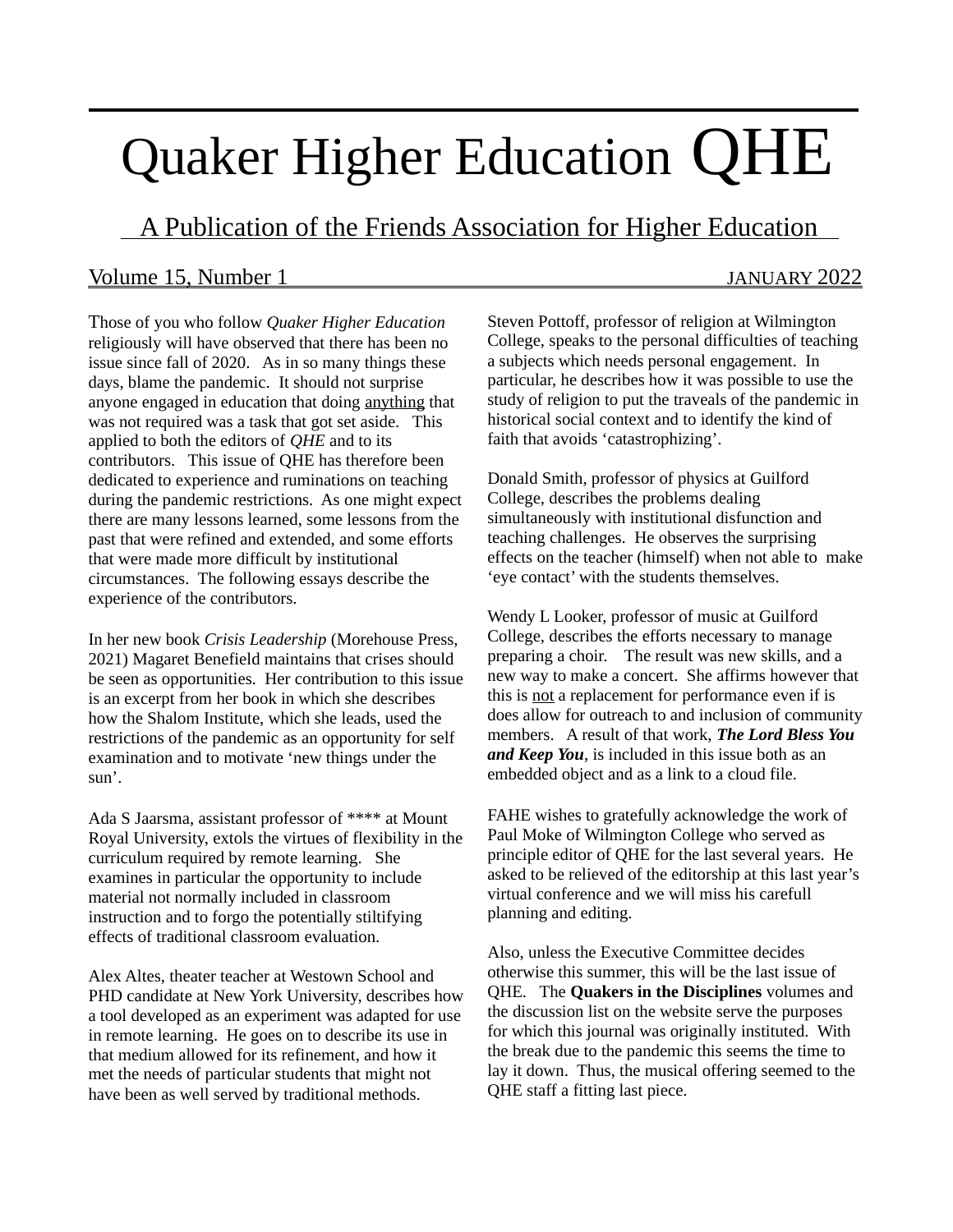# Quaker Higher Education QHE

A Publication of the Friends Association for Higher Education

Volume 15, Number 1 JANUARY 2022

Those of you who follow *Quaker Higher Education* religiously will have observed that there has been no issue since fall of 2020. As in so many things these days, blame the pandemic. It should not surprise anyone engaged in education that doing anything that was not required was a task that got set aside. This applied to both the editors of *QHE* and to its contributors. This issue of QHE has therefore been dedicated to experience and ruminations on teaching during the pandemic restrictions. As one might expect there are many lessons learned, some lessons from the past that were refined and extended, and some efforts that were made more difficult by institutional circumstances. The following essays describe the experience of the contributors.

In her new book *Crisis Leadership* (Morehouse Press, 2021) Magaret Benefield maintains that crises should be seen as opportunities. Her contribution to this issue is an excerpt from her book in which she describes how the Shalom Institute, which she leads, used the restrictions of the pandemic as an opportunity for self examination and to motivate 'new things under the sun'.

Ada S Jaarsma, assistant professor of **** at Mount Royal University, extols the virtues of flexibility in the curriculum required by remote learning. She examines in particular the opportunity to include material not normally included in classroom instruction and to forgo the potentially stiltifying effects of traditional classroom evaluation.

Alex Altes, theater teacher at Westown School and PHD candidate at New York University, describes how a tool developed as an experiment was adapted for use in remote learning. He goes on to describe its use in that medium allowed for its refinement, and how it met the needs of particular students that might not have been as well served by traditional methods.

Steven Pottoff, professor of religion at Wilmington College, speaks to the personal difficulties of teaching a subjects which needs personal engagement. In particular, he describes how it was possible to use the study of religion to put the traveals of the pandemic in historical social context and to identify the kind of faith that avoids 'catastrophizing'.

Donald Smith, professor of physics at Guilford College, describes the problems dealing simultaneously with institutional disfunction and teaching challenges. He observes the surprising effects on the teacher (himself) when not able to make 'eye contact' with the students themselves.

Wendy L Looker, professor of music at Guilford College, describes the efforts necessary to manage preparing a choir. The result was new skills, and a new way to make a concert. She affirms however that this is not a replacement for performance even if is does allow for outreach to and inclusion of community members. A result of that work, ***The Lord Bless You and Keep You***, is included in this issue both as an embedded object and as a link to a cloud file.

FAHE wishes to gratefully acknowledge the work of Paul Moke of Wilmington College who served as principle editor of QHE for the last several years. He asked to be relieved of the editorship at this last year's virtual conference and we will miss his carefull planning and editing.

Also, unless the Executive Committee decides otherwise this summer, this will be the last issue of QHE. The **Quakers in the Disciplines** volumes and the discussion list on the website serve the purposes for which this journal was originally instituted. With the break due to the pandemic this seems the time to lay it down. Thus, the musical offering seemed to the QHE staff a fitting last piece.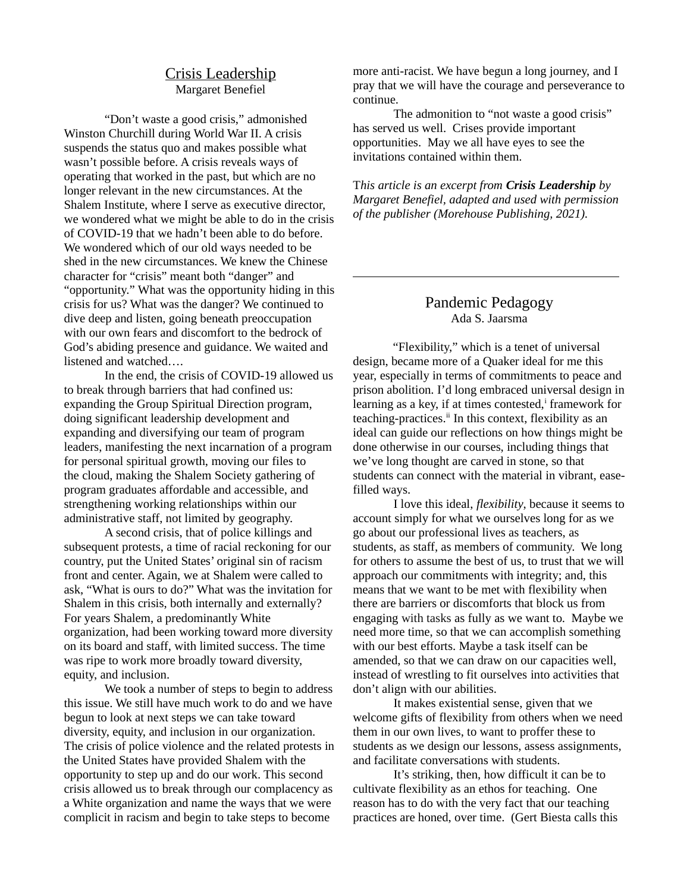## Crisis Leadership

Margaret Benefiel

"Don't waste a good crisis," admonished Winston Churchill during World War II. A crisis suspends the status quo and makes possible what wasn't possible before. A crisis reveals ways of operating that worked in the past, but which are no longer relevant in the new circumstances. At the Shalem Institute, where I serve as executive director, we wondered what we might be able to do in the crisis of COVID-19 that we hadn't been able to do before. We wondered which of our old ways needed to be shed in the new circumstances. We knew the Chinese character for "crisis" meant both "danger" and "opportunity." What was the opportunity hiding in this crisis for us? What was the danger? We continued to dive deep and listen, going beneath preoccupation with our own fears and discomfort to the bedrock of God's abiding presence and guidance. We waited and listened and watched….

In the end, the crisis of COVID-19 allowed us to break through barriers that had confined us: expanding the Group Spiritual Direction program, doing significant leadership development and expanding and diversifying our team of program leaders, manifesting the next incarnation of a program for personal spiritual growth, moving our files to the cloud, making the Shalem Society gathering of program graduates affordable and accessible, and strengthening working relationships within our administrative staff, not limited by geography.

A second crisis, that of police killings and subsequent protests, a time of racial reckoning for our country, put the United States' original sin of racism front and center. Again, we at Shalem were called to ask, "What is ours to do?" What was the invitation for Shalem in this crisis, both internally and externally? For years Shalem, a predominantly White organization, had been working toward more diversity on its board and staff, with limited success. The time was ripe to work more broadly toward diversity, equity, and inclusion.

We took a number of steps to begin to address this issue. We still have much work to do and we have begun to look at next steps we can take toward diversity, equity, and inclusion in our organization. The crisis of police violence and the related protests in the United States have provided Shalem with the opportunity to step up and do our work. This second crisis allowed us to break through our complacency as a White organization and name the ways that we were complicit in racism and begin to take steps to become more anti-racist. We have begun a long journey, and I pray that we will have the courage and perseverance to continue.

The admonition to "not waste a good crisis" has served us well. Crises provide important opportunities. May we all have eyes to see the invitations contained within them.

*This article is an excerpt from **Crisis Leadership** by Margaret Benefiel, adapted and used with permission of the publisher (Morehouse Publishing, 2021).*

---

## Pandemic Pedagogy

Ada S. Jaarsma

"Flexibility," which is a tenet of universal design, became more of a Quaker ideal for me this year, especially in terms of commitments to peace and prison abolition. I'd long embraced universal design in learning as a key, if at times contested,[i] framework for teaching-practices.[ii] In this context, flexibility as an ideal can guide our reflections on how things might be done otherwise in our courses, including things that we've long thought are carved in stone, so that students can connect with the material in vibrant, ease-filled ways.

I love this ideal, *flexibility*, because it seems to account simply for what we ourselves long for as we go about our professional lives as teachers, as students, as staff, as members of community. We long for others to assume the best of us, to trust that we will approach our commitments with integrity; and, this means that we want to be met with flexibility when there are barriers or discomforts that block us from engaging with tasks as fully as we want to. Maybe we need more time, so that we can accomplish something with our best efforts. Maybe a task itself can be amended, so that we can draw on our capacities well, instead of wrestling to fit ourselves into activities that don't align with our abilities.

It makes existential sense, given that we welcome gifts of flexibility from others when we need them in our own lives, to want to proffer these to students as we design our lessons, assess assignments, and facilitate conversations with students.

It's striking, then, how difficult it can be to cultivate flexibility as an ethos for teaching. One reason has to do with the very fact that our teaching practices are honed, over time. (Gert Biesta calls this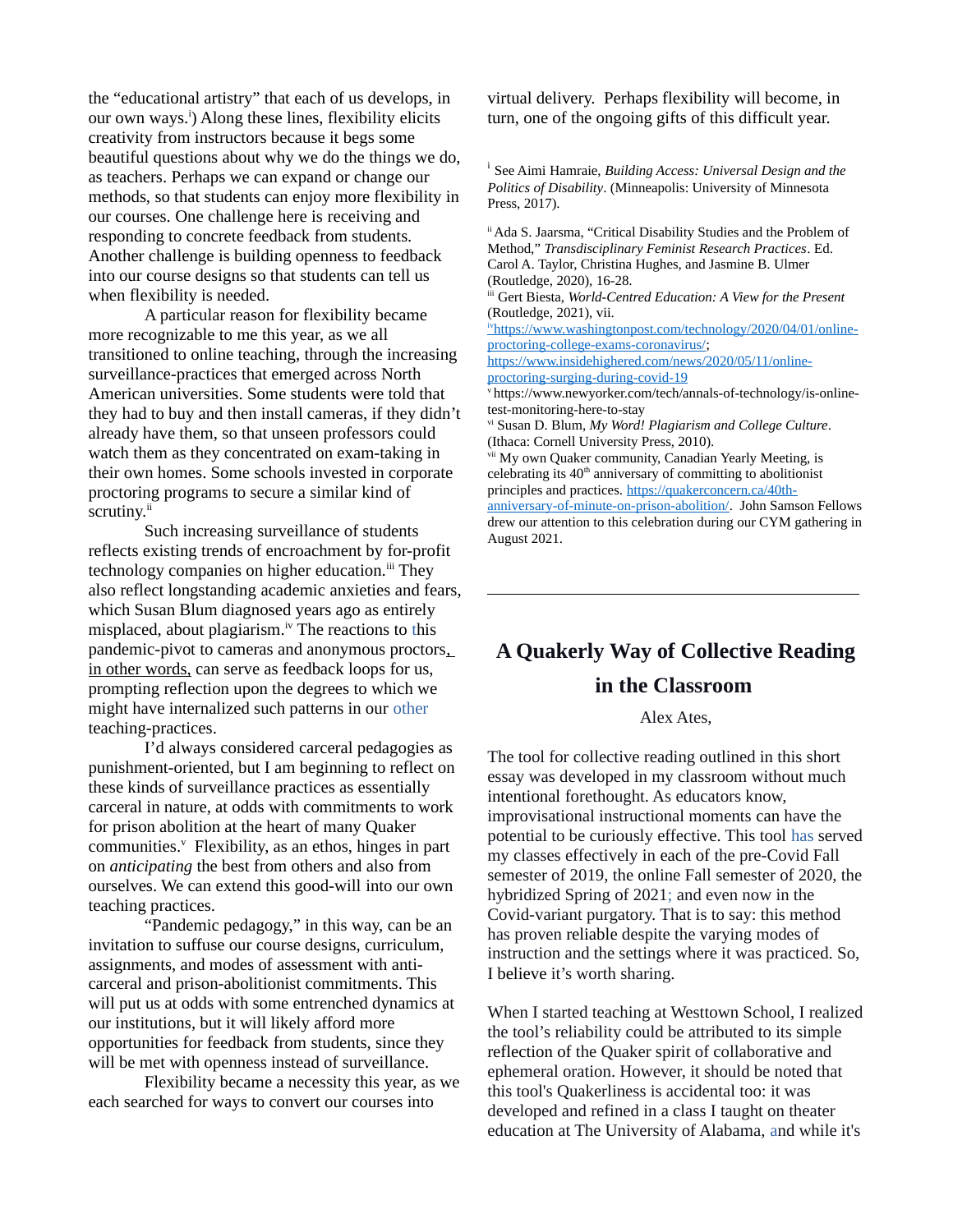the "educational artistry" that each of us develops, in our own ways.[i]) Along these lines, flexibility elicits creativity from instructors because it begs some beautiful questions about why we do the things we do, as teachers. Perhaps we can expand or change our methods, so that students can enjoy more flexibility in our courses. One challenge here is receiving and responding to concrete feedback from students. Another challenge is building openness to feedback into our course designs so that students can tell us when flexibility is needed.

A particular reason for flexibility became more recognizable to me this year, as we all transitioned to online teaching, through the increasing surveillance-practices that emerged across North American universities. Some students were told that they had to buy and then install cameras, if they didn't already have them, so that unseen professors could watch them as they concentrated on exam-taking in their own homes. Some schools invested in corporate proctoring programs to secure a similar kind of scrutiny.[ii]

Such increasing surveillance of students reflects existing trends of encroachment by for-profit technology companies on higher education.[iii] They also reflect longstanding academic anxieties and fears, which Susan Blum diagnosed years ago as entirely misplaced, about plagiarism.[iv] The reactions to this pandemic-pivot to cameras and anonymous proctors, in other words, can serve as feedback loops for us, prompting reflection upon the degrees to which we might have internalized such patterns in our other teaching-practices.

I'd always considered carceral pedagogies as punishment-oriented, but I am beginning to reflect on these kinds of surveillance practices as essentially carceral in nature, at odds with commitments to work for prison abolition at the heart of many Quaker communities.[v] Flexibility, as an ethos, hinges in part on *anticipating* the best from others and also from ourselves. We can extend this good-will into our own teaching practices.

"Pandemic pedagogy," in this way, can be an invitation to suffuse our course designs, curriculum, assignments, and modes of assessment with anti-carceral and prison-abolitionist commitments. This will put us at odds with some entrenched dynamics at our institutions, but it will likely afford more opportunities for feedback from students, since they will be met with openness instead of surveillance.

Flexibility became a necessity this year, as we each searched for ways to convert our courses into virtual delivery. Perhaps flexibility will become, in turn, one of the ongoing gifts of this difficult year.

[i] See Aimi Hamraie, *Building Access: Universal Design and the Politics of Disability*. (Minneapolis: University of Minnesota Press, 2017).

[ii] Ada S. Jaarsma, "Critical Disability Studies and the Problem of Method," *Transdisciplinary Feminist Research Practices*. Ed. Carol A. Taylor, Christina Hughes, and Jasmine B. Ulmer (Routledge, 2020), 16-28.

[iii] Gert Biesta, *World-Centred Education: A View for the Present* (Routledge, 2021), vii.

[iv] https://www.washingtonpost.com/technology/2020/04/01/online-proctoring-college-exams-coronavirus/; https://www.insidehighered.com/news/2020/05/11/online-proctoring-surging-during-covid-19

[v] https://www.newyorker.com/tech/annals-of-technology/is-online-test-monitoring-here-to-stay

[vi] Susan D. Blum, *My Word! Plagiarism and College Culture*. (Ithaca: Cornell University Press, 2010).

[vii] My own Quaker community, Canadian Yearly Meeting, is celebrating its 40th anniversary of committing to abolitionist principles and practices. https://quakerconcern.ca/40th-anniversary-of-minute-on-prison-abolition/. John Samson Fellows drew our attention to this celebration during our CYM gathering in August 2021.

---

## A Quakerly Way of Collective Reading in the Classroom

Alex Ates,

The tool for collective reading outlined in this short essay was developed in my classroom without much intentional forethought. As educators know, improvisational instructional moments can have the potential to be curiously effective. This tool has served my classes effectively in each of the pre-Covid Fall semester of 2019, the online Fall semester of 2020, the hybridized Spring of 2021; and even now in the Covid-variant purgatory. That is to say: this method has proven reliable despite the varying modes of instruction and the settings where it was practiced. So, I believe it's worth sharing.

When I started teaching at Westtown School, I realized the tool's reliability could be attributed to its simple reflection of the Quaker spirit of collaborative and ephemeral oration. However, it should be noted that this tool's Quakerliness is accidental too: it was developed and refined in a class I taught on theater education at The University of Alabama, and while it's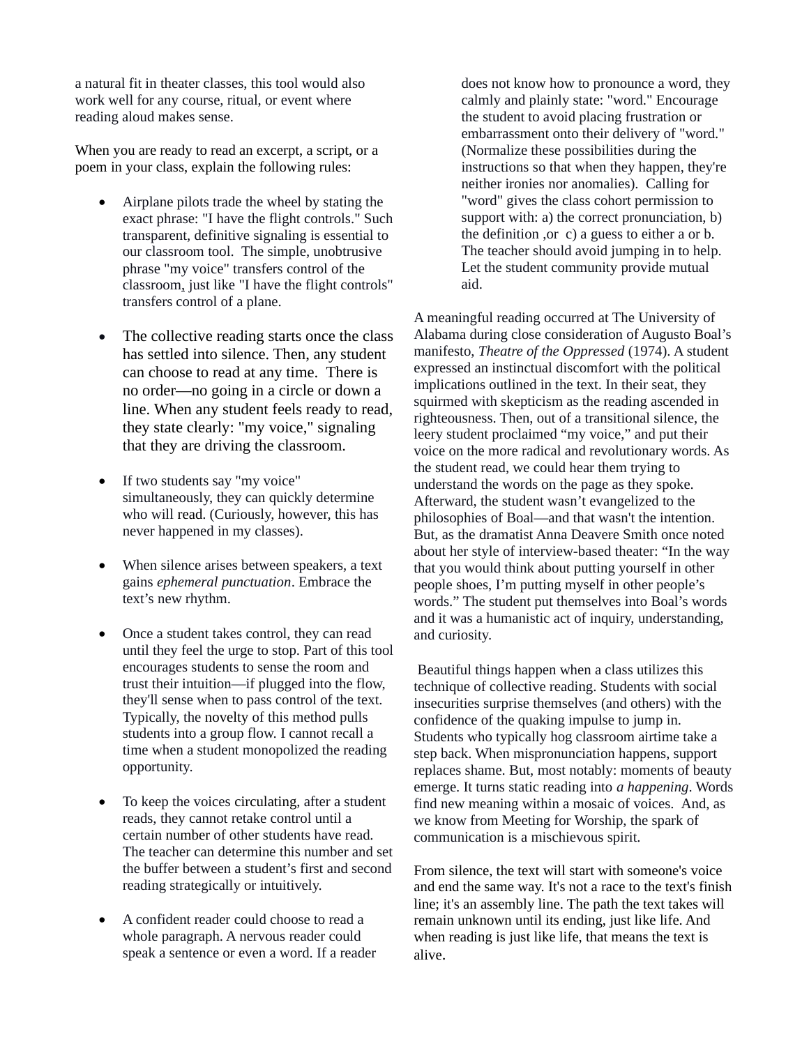a natural fit in theater classes, this tool would also work well for any course, ritual, or event where reading aloud makes sense.

When you are ready to read an excerpt, a script, or a poem in your class, explain the following rules:

- Airplane pilots trade the wheel by stating the exact phrase: "I have the flight controls." Such transparent, definitive signaling is essential to our classroom tool. The simple, unobtrusive phrase "my voice" transfers control of the classroom, just like "I have the flight controls" transfers control of a plane.

- The collective reading starts once the class has settled into silence. Then, any student can choose to read at any time. There is no order—no going in a circle or down a line. When any student feels ready to read, they state clearly: "my voice," signaling that they are driving the classroom.

- If two students say "my voice" simultaneously, they can quickly determine who will read. (Curiously, however, this has never happened in my classes).

- When silence arises between speakers, a text gains *ephemeral punctuation*. Embrace the text's new rhythm.

- Once a student takes control, they can read until they feel the urge to stop. Part of this tool encourages students to sense the room and trust their intuition—if plugged into the flow, they'll sense when to pass control of the text. Typically, the novelty of this method pulls students into a group flow. I cannot recall a time when a student monopolized the reading opportunity.

- To keep the voices circulating, after a student reads, they cannot retake control until a certain number of other students have read. The teacher can determine this number and set the buffer between a student's first and second reading strategically or intuitively.

- A confident reader could choose to read a whole paragraph. A nervous reader could speak a sentence or even a word. If a reader does not know how to pronounce a word, they calmly and plainly state: "word." Encourage the student to avoid placing frustration or embarrassment onto their delivery of "word." (Normalize these possibilities during the instructions so that when they happen, they're neither ironies nor anomalies). Calling for "word" gives the class cohort permission to support with: a) the correct pronunciation, b) the definition ,or c) a guess to either a or b. The teacher should avoid jumping in to help. Let the student community provide mutual aid.

A meaningful reading occurred at The University of Alabama during close consideration of Augusto Boal's manifesto, *Theatre of the Oppressed* (1974). A student expressed an instinctual discomfort with the political implications outlined in the text. In their seat, they squirmed with skepticism as the reading ascended in righteousness. Then, out of a transitional silence, the leery student proclaimed "my voice," and put their voice on the more radical and revolutionary words. As the student read, we could hear them trying to understand the words on the page as they spoke. Afterward, the student wasn't evangelized to the philosophies of Boal—and that wasn't the intention. But, as the dramatist Anna Deavere Smith once noted about her style of interview-based theater: "In the way that you would think about putting yourself in other people shoes, I'm putting myself in other people's words." The student put themselves into Boal's words and it was a humanistic act of inquiry, understanding, and curiosity.

Beautiful things happen when a class utilizes this technique of collective reading. Students with social insecurities surprise themselves (and others) with the confidence of the quaking impulse to jump in. Students who typically hog classroom airtime take a step back. When mispronunciation happens, support replaces shame. But, most notably: moments of beauty emerge. It turns static reading into *a happening*. Words find new meaning within a mosaic of voices. And, as we know from Meeting for Worship, the spark of communication is a mischievous spirit.

From silence, the text will start with someone's voice and end the same way. It's not a race to the text's finish line; it's an assembly line. The path the text takes will remain unknown until its ending, just like life. And when reading is just like life, that means the text is alive.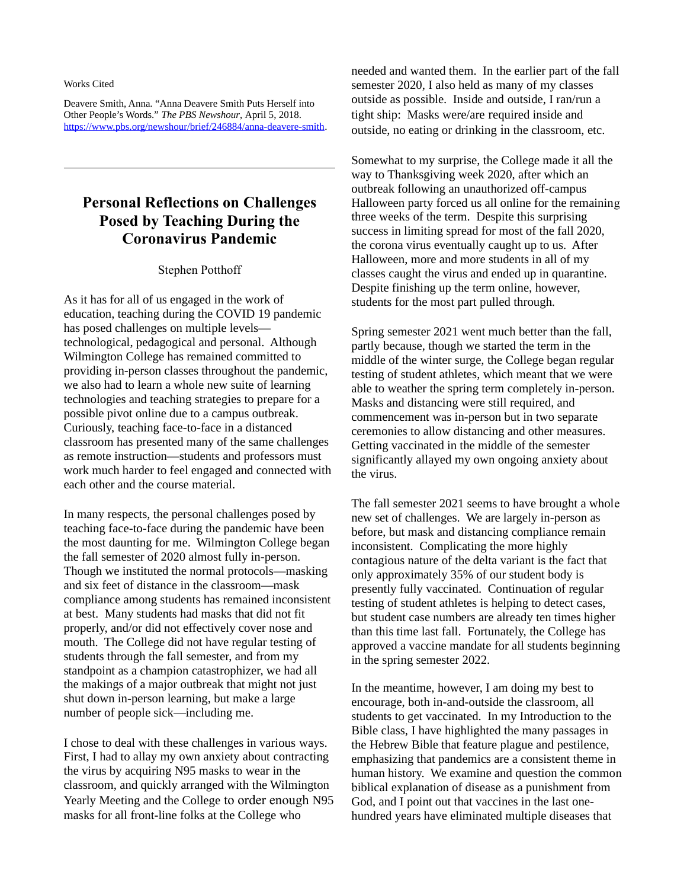Works Cited

Deavere Smith, Anna. "Anna Deavere Smith Puts Herself into Other People's Words." *The PBS Newshour*, April 5, 2018. https://www.pbs.org/newshour/brief/246884/anna-deavere-smith.

---

# Personal Reflections on Challenges Posed by Teaching During the Coronavirus Pandemic

Stephen Potthoff

As it has for all of us engaged in the work of education, teaching during the COVID 19 pandemic has posed challenges on multiple levels—technological, pedagogical and personal. Although Wilmington College has remained committed to providing in-person classes throughout the pandemic, we also had to learn a whole new suite of learning technologies and teaching strategies to prepare for a possible pivot online due to a campus outbreak. Curiously, teaching face-to-face in a distanced classroom has presented many of the same challenges as remote instruction—students and professors must work much harder to feel engaged and connected with each other and the course material.

In many respects, the personal challenges posed by teaching face-to-face during the pandemic have been the most daunting for me. Wilmington College began the fall semester of 2020 almost fully in-person. Though we instituted the normal protocols—masking and six feet of distance in the classroom—mask compliance among students has remained inconsistent at best. Many students had masks that did not fit properly, and/or did not effectively cover nose and mouth. The College did not have regular testing of students through the fall semester, and from my standpoint as a champion catastrophizer, we had all the makings of a major outbreak that might not just shut down in-person learning, but make a large number of people sick—including me.

I chose to deal with these challenges in various ways. First, I had to allay my own anxiety about contracting the virus by acquiring N95 masks to wear in the classroom, and quickly arranged with the Wilmington Yearly Meeting and the College to order enough N95 masks for all front-line folks at the College who needed and wanted them. In the earlier part of the fall semester 2020, I also held as many of my classes outside as possible. Inside and outside, I ran/run a tight ship: Masks were/are required inside and outside, no eating or drinking in the classroom, etc.

Somewhat to my surprise, the College made it all the way to Thanksgiving week 2020, after which an outbreak following an unauthorized off-campus Halloween party forced us all online for the remaining three weeks of the term. Despite this surprising success in limiting spread for most of the fall 2020, the corona virus eventually caught up to us. After Halloween, more and more students in all of my classes caught the virus and ended up in quarantine. Despite finishing up the term online, however, students for the most part pulled through.

Spring semester 2021 went much better than the fall, partly because, though we started the term in the middle of the winter surge, the College began regular testing of student athletes, which meant that we were able to weather the spring term completely in-person. Masks and distancing were still required, and commencement was in-person but in two separate ceremonies to allow distancing and other measures. Getting vaccinated in the middle of the semester significantly allayed my own ongoing anxiety about the virus.

The fall semester 2021 seems to have brought a whole new set of challenges. We are largely in-person as before, but mask and distancing compliance remain inconsistent. Complicating the more highly contagious nature of the delta variant is the fact that only approximately 35% of our student body is presently fully vaccinated. Continuation of regular testing of student athletes is helping to detect cases, but student case numbers are already ten times higher than this time last fall. Fortunately, the College has approved a vaccine mandate for all students beginning in the spring semester 2022.

In the meantime, however, I am doing my best to encourage, both in-and-outside the classroom, all students to get vaccinated. In my Introduction to the Bible class, I have highlighted the many passages in the Hebrew Bible that feature plague and pestilence, emphasizing that pandemics are a consistent theme in human history. We examine and question the common biblical explanation of disease as a punishment from God, and I point out that vaccines in the last one-hundred years have eliminated multiple diseases that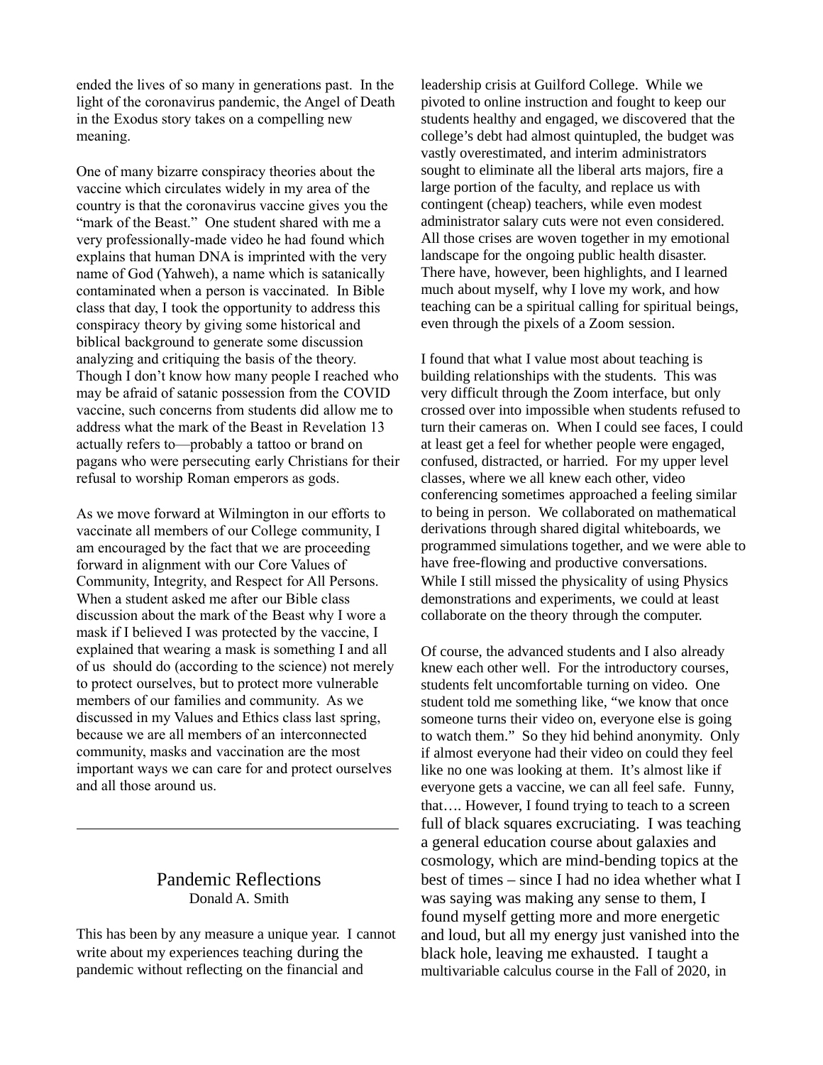ended the lives of so many in generations past. In the light of the coronavirus pandemic, the Angel of Death in the Exodus story takes on a compelling new meaning.

One of many bizarre conspiracy theories about the vaccine which circulates widely in my area of the country is that the coronavirus vaccine gives you the "mark of the Beast." One student shared with me a very professionally-made video he had found which explains that human DNA is imprinted with the very name of God (Yahweh), a name which is satanically contaminated when a person is vaccinated. In Bible class that day, I took the opportunity to address this conspiracy theory by giving some historical and biblical background to generate some discussion analyzing and critiquing the basis of the theory. Though I don't know how many people I reached who may be afraid of satanic possession from the COVID vaccine, such concerns from students did allow me to address what the mark of the Beast in Revelation 13 actually refers to—probably a tattoo or brand on pagans who were persecuting early Christians for their refusal to worship Roman emperors as gods.

As we move forward at Wilmington in our efforts to vaccinate all members of our College community, I am encouraged by the fact that we are proceeding forward in alignment with our Core Values of Community, Integrity, and Respect for All Persons. When a student asked me after our Bible class discussion about the mark of the Beast why I wore a mask if I believed I was protected by the vaccine, I explained that wearing a mask is something I and all of us should do (according to the science) not merely to protect ourselves, but to protect more vulnerable members of our families and community. As we discussed in my Values and Ethics class last spring, because we are all members of an interconnected community, masks and vaccination are the most important ways we can care for and protect ourselves and all those around us.

---

## Pandemic Reflections

Donald A. Smith

This has been by any measure a unique year. I cannot write about my experiences teaching during the pandemic without reflecting on the financial and leadership crisis at Guilford College. While we pivoted to online instruction and fought to keep our students healthy and engaged, we discovered that the college's debt had almost quintupled, the budget was vastly overestimated, and interim administrators sought to eliminate all the liberal arts majors, fire a large portion of the faculty, and replace us with contingent (cheap) teachers, while even modest administrator salary cuts were not even considered. All those crises are woven together in my emotional landscape for the ongoing public health disaster. There have, however, been highlights, and I learned much about myself, why I love my work, and how teaching can be a spiritual calling for spiritual beings, even through the pixels of a Zoom session.

I found that what I value most about teaching is building relationships with the students. This was very difficult through the Zoom interface, but only crossed over into impossible when students refused to turn their cameras on. When I could see faces, I could at least get a feel for whether people were engaged, confused, distracted, or harried. For my upper level classes, where we all knew each other, video conferencing sometimes approached a feeling similar to being in person. We collaborated on mathematical derivations through shared digital whiteboards, we programmed simulations together, and we were able to have free-flowing and productive conversations. While I still missed the physicality of using Physics demonstrations and experiments, we could at least collaborate on the theory through the computer.

Of course, the advanced students and I also already knew each other well. For the introductory courses, students felt uncomfortable turning on video. One student told me something like, "we know that once someone turns their video on, everyone else is going to watch them." So they hid behind anonymity. Only if almost everyone had their video on could they feel like no one was looking at them. It's almost like if everyone gets a vaccine, we can all feel safe. Funny, that…. However, I found trying to teach to a screen full of black squares excruciating. I was teaching a general education course about galaxies and cosmology, which are mind-bending topics at the best of times – since I had no idea whether what I was saying was making any sense to them, I found myself getting more and more energetic and loud, but all my energy just vanished into the black hole, leaving me exhausted. I taught a multivariable calculus course in the Fall of 2020, in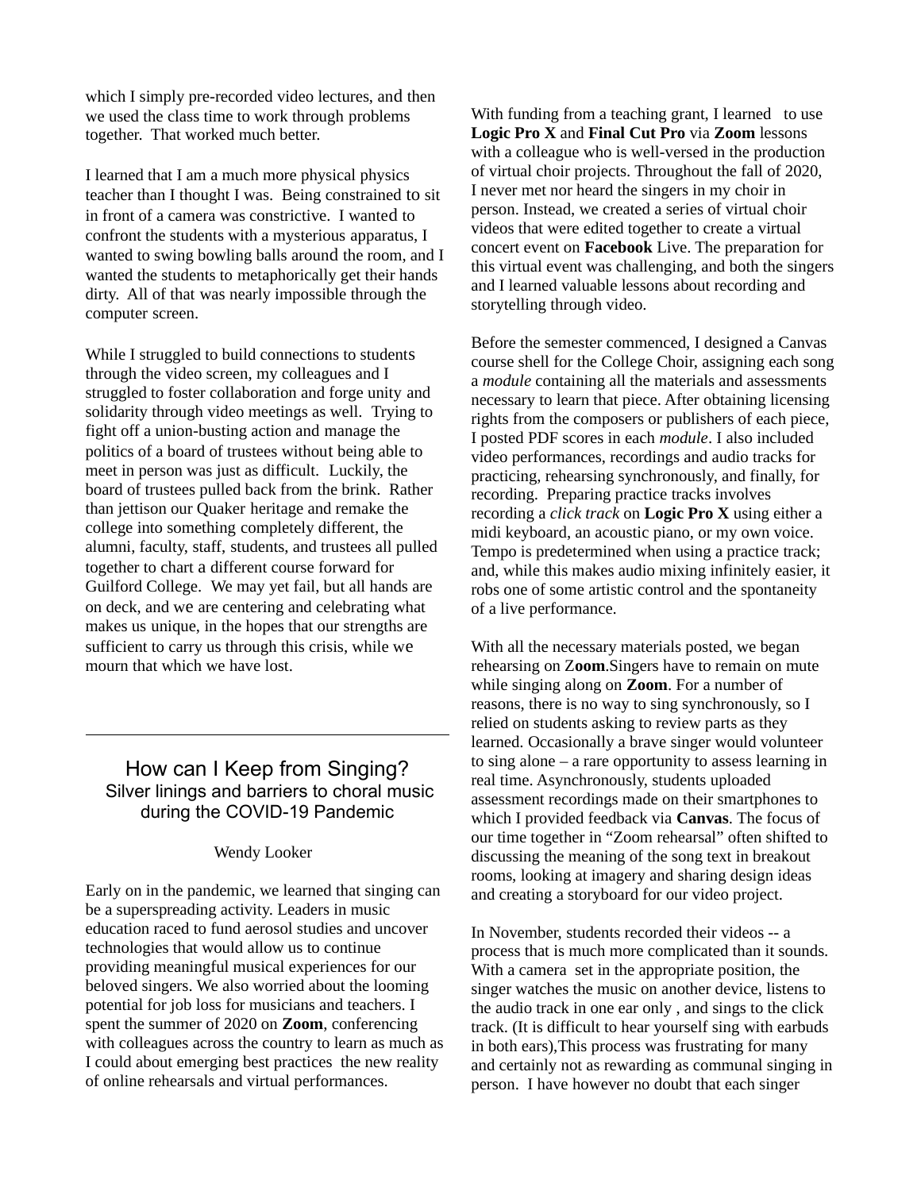which I simply pre-recorded video lectures, and then we used the class time to work through problems together. That worked much better.

I learned that I am a much more physical physics teacher than I thought I was. Being constrained to sit in front of a camera was constrictive. I wanted to confront the students with a mysterious apparatus, I wanted to swing bowling balls around the room, and I wanted the students to metaphorically get their hands dirty. All of that was nearly impossible through the computer screen.

While I struggled to build connections to students through the video screen, my colleagues and I struggled to foster collaboration and forge unity and solidarity through video meetings as well. Trying to fight off a union-busting action and manage the politics of a board of trustees without being able to meet in person was just as difficult. Luckily, the board of trustees pulled back from the brink. Rather than jettison our Quaker heritage and remake the college into something completely different, the alumni, faculty, staff, students, and trustees all pulled together to chart a different course forward for Guilford College. We may yet fail, but all hands are on deck, and we are centering and celebrating what makes us unique, in the hopes that our strengths are sufficient to carry us through this crisis, while we mourn that which we have lost.

---

## How can I Keep from Singing?
### Silver linings and barriers to choral music during the COVID-19 Pandemic

Wendy Looker

Early on in the pandemic, we learned that singing can be a superspreading activity. Leaders in music education raced to fund aerosol studies and uncover technologies that would allow us to continue providing meaningful musical experiences for our beloved singers. We also worried about the looming potential for job loss for musicians and teachers. I spent the summer of 2020 on **Zoom**, conferencing with colleagues across the country to learn as much as I could about emerging best practices the new reality of online rehearsals and virtual performances.

With funding from a teaching grant, I learned to use **Logic Pro X** and **Final Cut Pro** via **Zoom** lessons with a colleague who is well-versed in the production of virtual choir projects. Throughout the fall of 2020, I never met nor heard the singers in my choir in person. Instead, we created a series of virtual choir videos that were edited together to create a virtual concert event on **Facebook** Live. The preparation for this virtual event was challenging, and both the singers and I learned valuable lessons about recording and storytelling through video.

Before the semester commenced, I designed a Canvas course shell for the College Choir, assigning each song a *module* containing all the materials and assessments necessary to learn that piece. After obtaining licensing rights from the composers or publishers of each piece, I posted PDF scores in each *module*. I also included video performances, recordings and audio tracks for practicing, rehearsing synchronously, and finally, for recording. Preparing practice tracks involves recording a *click track* on **Logic Pro X** using either a midi keyboard, an acoustic piano, or my own voice. Tempo is predetermined when using a practice track; and, while this makes audio mixing infinitely easier, it robs one of some artistic control and the spontaneity of a live performance.

With all the necessary materials posted, we began rehearsing on Z**oom**.Singers have to remain on mute while singing along on **Zoom**. For a number of reasons, there is no way to sing synchronously, so I relied on students asking to review parts as they learned. Occasionally a brave singer would volunteer to sing alone – a rare opportunity to assess learning in real time. Asynchronously, students uploaded assessment recordings made on their smartphones to which I provided feedback via **Canvas**. The focus of our time together in "Zoom rehearsal" often shifted to discussing the meaning of the song text in breakout rooms, looking at imagery and sharing design ideas and creating a storyboard for our video project.

In November, students recorded their videos -- a process that is much more complicated than it sounds. With a camera set in the appropriate position, the singer watches the music on another device, listens to the audio track in one ear only , and sings to the click track. (It is difficult to hear yourself sing with earbuds in both ears),This process was frustrating for many and certainly not as rewarding as communal singing in person. I have however no doubt that each singer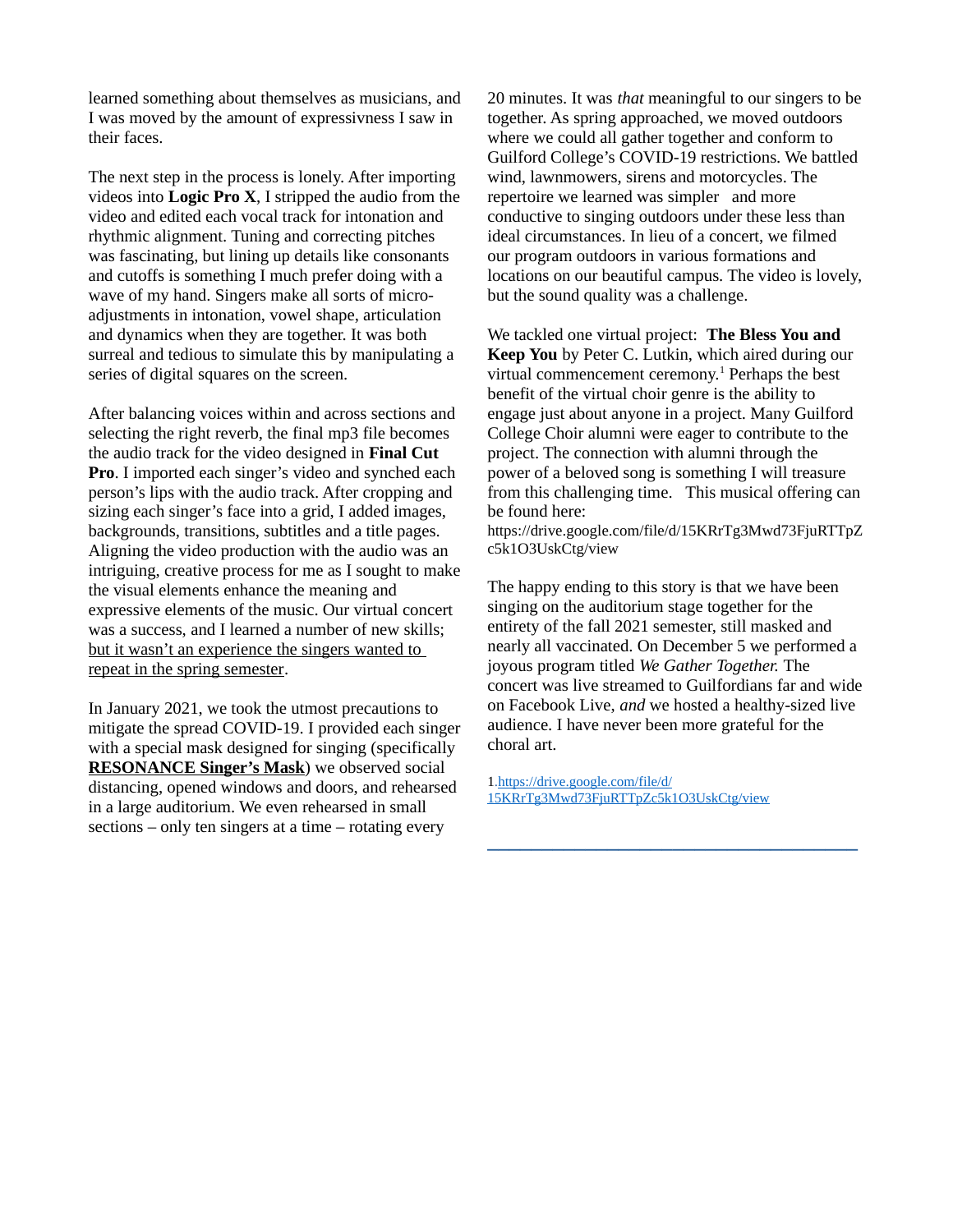learned something about themselves as musicians, and I was moved by the amount of expressivness I saw in their faces.

The next step in the process is lonely. After importing videos into **Logic Pro X**, I stripped the audio from the video and edited each vocal track for intonation and rhythmic alignment. Tuning and correcting pitches was fascinating, but lining up details like consonants and cutoffs is something I much prefer doing with a wave of my hand. Singers make all sorts of micro-adjustments in intonation, vowel shape, articulation and dynamics when they are together. It was both surreal and tedious to simulate this by manipulating a series of digital squares on the screen.

After balancing voices within and across sections and selecting the right reverb, the final mp3 file becomes the audio track for the video designed in **Final Cut Pro**. I imported each singer's video and synched each person's lips with the audio track. After cropping and sizing each singer's face into a grid, I added images, backgrounds, transitions, subtitles and a title pages. Aligning the video production with the audio was an intriguing, creative process for me as I sought to make the visual elements enhance the meaning and expressive elements of the music. Our virtual concert was a success, and I learned a number of new skills; but it wasn't an experience the singers wanted to repeat in the spring semester.

In January 2021, we took the utmost precautions to mitigate the spread COVID-19. I provided each singer with a special mask designed for singing (specifically **RESONANCE Singer's Mask**) we observed social distancing, opened windows and doors, and rehearsed in a large auditorium. We even rehearsed in small sections – only ten singers at a time – rotating every 20 minutes. It was *that* meaningful to our singers to be together. As spring approached, we moved outdoors where we could all gather together and conform to Guilford College's COVID-19 restrictions. We battled wind, lawnmowers, sirens and motorcycles. The repertoire we learned was simpler and more conductive to singing outdoors under these less than ideal circumstances. In lieu of a concert, we filmed our program outdoors in various formations and locations on our beautiful campus. The video is lovely, but the sound quality was a challenge.

We tackled one virtual project: **The Bless You and Keep You** by Peter C. Lutkin, which aired during our virtual commencement ceremony.[1] Perhaps the best benefit of the virtual choir genre is the ability to engage just about anyone in a project. Many Guilford College Choir alumni were eager to contribute to the project. The connection with alumni through the power of a beloved song is something I will treasure from this challenging time. This musical offering can be found here:
https://drive.google.com/file/d/15KRrTg3Mwd73FjuRTTpZc5k1O3UskCtg/view

The happy ending to this story is that we have been singing on the auditorium stage together for the entirety of the fall 2021 semester, still masked and nearly all vaccinated. On December 5 we performed a joyous program titled *We Gather Together.* The concert was live streamed to Guilfordians far and wide on Facebook Live, *and* we hosted a healthy-sized live audience. I have never been more grateful for the choral art.

1. https://drive.google.com/file/d/15KRrTg3Mwd73FjuRTTpZc5k1O3UskCtg/view